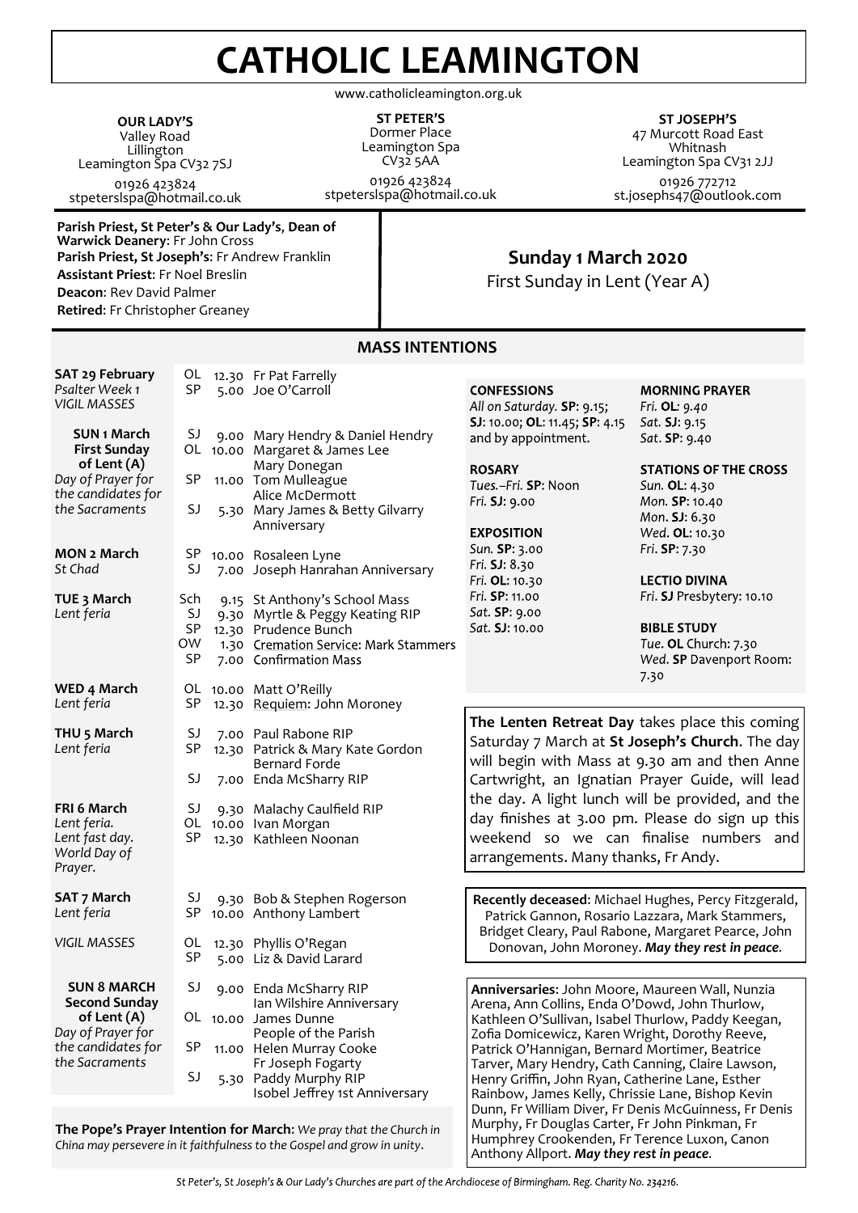# CATHOLIC LEAMINGTON

www.catholicleamington.org.uk

**OUR LADY'S**
Valley Road
Lillington
Leamington Spa CV32 7SJ
01926 423824
stpeterslspa@hotmail.co.uk

**ST PETER'S**
Dormer Place
Leamington Spa
CV32 5AA
01926 423824
stpeterslspa@hotmail.co.uk

**ST JOSEPH'S**
47 Murcott Road East
Whitnash
Leamington Spa CV31 2JJ
01926 772712
st.josephs47@outlook.com

**Parish Priest, St Peter's & Our Lady's, Dean of Warwick Deanery**: Fr John Cross
**Parish Priest, St Joseph's**: Fr Andrew Franklin
**Assistant Priest**: Fr Noel Breslin
**Deacon**: Rev David Palmer
**Retired**: Fr Christopher Greaney

## Sunday 1 March 2020

First Sunday in Lent (Year A)

## MASS INTENTIONS

| Day | Church | Time | Intention |
|---|---|---|---|
| **SAT 29 February** *Psalter Week 1* *VIGIL MASSES* | OL | 12.30 | Fr Pat Farrelly |
| | SP | 5.00 | Joe O'Carroll |
| **SUN 1 March First Sunday of Lent (A)** *Day of Prayer for the candidates for the Sacraments* | SJ | 9.00 | Mary Hendry & Daniel Hendry |
| | OL | 10.00 | Margaret & James Lee<br>Mary Donegan |
| | SP | 11.00 | Tom Mulleague<br>Alice McDermott |
| | SJ | 5.30 | Mary James & Betty Gilvarry Anniversary |
| **MON 2 March** *St Chad* | SP | 10.00 | Rosaleen Lyne |
| | SJ | 7.00 | Joseph Hanrahan Anniversary |
| **TUE 3 March** *Lent feria* | Sch | 9.15 | St Anthony's School Mass |
| | SJ | 9.30 | Myrtle & Peggy Keating RIP |
| | SP | 12.30 | Prudence Bunch |
| | OW | 1.30 | Cremation Service: Mark Stammers |
| | SP | 7.00 | Confirmation Mass |
| **WED 4 March** *Lent feria* | OL | 10.00 | Matt O'Reilly |
| | SP | 12.30 | Requiem: John Moroney |
| **THU 5 March** *Lent feria* | SJ | 7.00 | Paul Rabone RIP |
| | SP | 12.30 | Patrick & Mary Kate Gordon<br>Bernard Forde |
| | SJ | 7.00 | Enda McSharry RIP |
| **FRI 6 March** *Lent feria. Lent fast day. World Day of Prayer.* | SJ | 9.30 | Malachy Caulfield RIP |
| | OL | 10.00 | Ivan Morgan |
| | SP | 12.30 | Kathleen Noonan |
| **SAT 7 March** *Lent feria* | SJ | 9.30 | Bob & Stephen Rogerson |
| | SP | 10.00 | Anthony Lambert |
| *VIGIL MASSES* | OL | 12.30 | Phyllis O'Regan |
| | SP | 5.00 | Liz & David Larard |
| **SUN 8 MARCH Second Sunday of Lent (A)** *Day of Prayer for the candidates for the Sacraments* | SJ | 9.00 | Enda McSharry RIP<br>Ian Wilshire Anniversary |
| | OL | 10.00 | James Dunne<br>People of the Parish |
| | SP | 11.00 | Helen Murray Cooke<br>Fr Joseph Fogarty |
| | SJ | 5.30 | Paddy Murphy RIP<br>Isobel Jeffrey 1st Anniversary |

**The Pope's Prayer Intention for March**: *We pray that the Church in China may persevere in it faithfulness to the Gospel and grow in unity*.

**CONFESSIONS**
*All on Saturday.* **SP**: 9.15; **SJ**: 10.00; **OL**: 11.45; **SP**: 4.15 and by appointment.

**ROSARY**
*Tues.–Fri.* **SP**: Noon
*Fri.* **SJ**: 9.00

**EXPOSITION**
*Sun.* **SP**: 3.00
*Fri.* **SJ**: 8.30
*Fri.* **OL**: 10.30
*Fri.* **SP**: 11.00
*Sat.* **SP**: 9.00
*Sat.* **SJ**: 10.00

**MORNING PRAYER**
*Fri.* **OL**: 9.40
*Sat.* **SJ**: 9.15
*Sat.* **SP**: 9.40

**STATIONS OF THE CROSS**
*Sun.* **OL**: 4.30
*Mon.* **SP**: 10.40
*Mon.* **SJ**: 6.30
*Wed.* **OL**: 10.30
*Fri.* **SP**: 7.30

**LECTIO DIVINA**
*Fri.* **SJ** Presbytery: 10.10

**BIBLE STUDY**
*Tue.* **OL** Church: 7.30
*Wed.* **SP** Davenport Room: 7.30

**The Lenten Retreat Day** takes place this coming Saturday 7 March at **St Joseph's Church**. The day will begin with Mass at 9.30 am and then Anne Cartwright, an Ignatian Prayer Guide, will lead the day. A light lunch will be provided, and the day finishes at 3.00 pm. Please do sign up this weekend so we can finalise numbers and arrangements. Many thanks, Fr Andy.

**Recently deceased**: Michael Hughes, Percy Fitzgerald, Patrick Gannon, Rosario Lazzara, Mark Stammers, Bridget Cleary, Paul Rabone, Margaret Pearce, John Donovan, John Moroney. ***May they rest in peace.***

**Anniversaries**: John Moore, Maureen Wall, Nunzia Arena, Ann Collins, Enda O'Dowd, John Thurlow, Kathleen O'Sullivan, Isabel Thurlow, Paddy Keegan, Zofia Domicewicz, Karen Wright, Dorothy Reeve, Patrick O'Hannigan, Bernard Mortimer, Beatrice Tarver, Mary Hendry, Cath Canning, Claire Lawson, Henry Griffin, John Ryan, Catherine Lane, Esther Rainbow, James Kelly, Chrissie Lane, Bishop Kevin Dunn, Fr William Diver, Fr Denis McGuinness, Fr Denis Murphy, Fr Douglas Carter, Fr John Pinkman, Fr Humphrey Crookenden, Fr Terence Luxon, Canon Anthony Allport. ***May they rest in peace.***

*St Peter's, St Joseph's & Our Lady's Churches are part of the Archdiocese of Birmingham. Reg. Charity No. 234216.*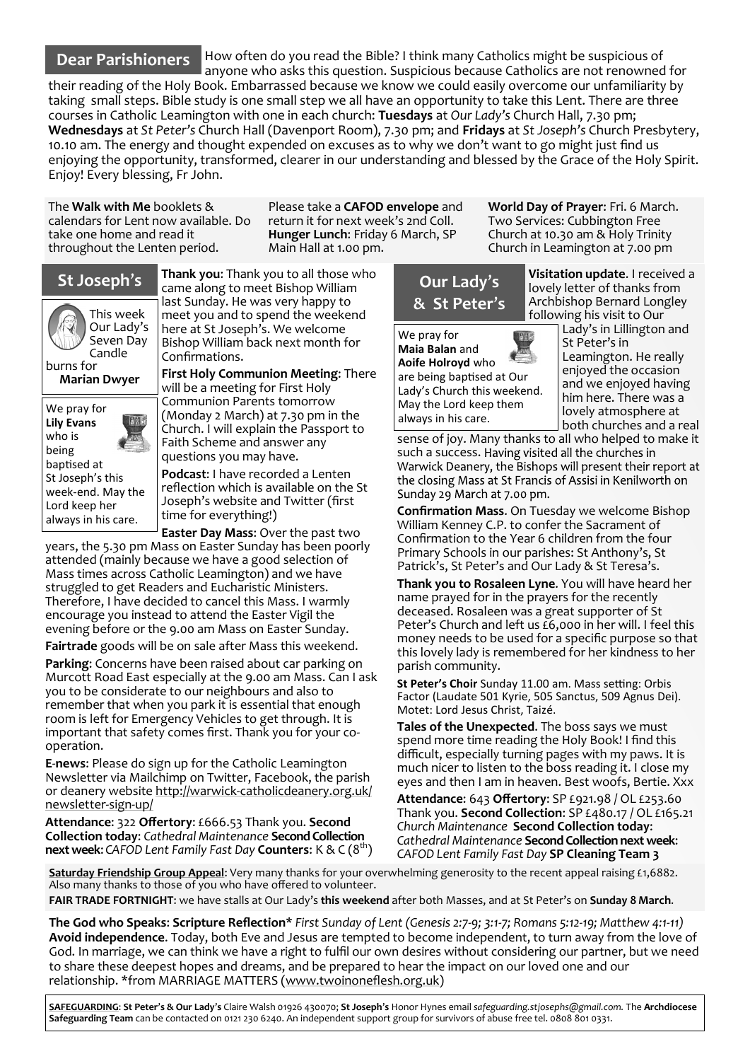## Dear Parishioners

How often do you read the Bible? I think many Catholics might be suspicious of anyone who asks this question. Suspicious because Catholics are not renowned for their reading of the Holy Book. Embarrassed because we know we could easily overcome our unfamiliarity by taking small steps. Bible study is one small step we all have an opportunity to take this Lent. There are three courses in Catholic Leamington with one in each church: **Tuesdays** at *Our Lady's* Church Hall, 7.30 pm; **Wednesdays** at *St Peter's* Church Hall (Davenport Room), 7.30 pm; and **Fridays** at *St Joseph's* Church Presbytery, 10.10 am. The energy and thought expended on excuses as to why we don't want to go might just find us enjoying the opportunity, transformed, clearer in our understanding and blessed by the Grace of the Holy Spirit. Enjoy! Every blessing, Fr John.

The **Walk with Me** booklets & calendars for Lent now available. Do take one home and read it throughout the Lenten period.

Please take a **CAFOD envelope** and return it for next week's 2nd Coll. **Hunger Lunch**: Friday 6 March, SP Main Hall at 1.00 pm.

**World Day of Prayer**: Fri. 6 March. Two Services: Cubbington Free Church at 10.30 am & Holy Trinity Church in Leamington at 7.00 pm

## St Joseph's

This week Our Lady's Seven Day Candle burns for **Marian Dwyer**

We pray for **Lily Evans** who is being baptised at St Joseph's this week-end. May the Lord keep her always in his care.

**Thank you**: Thank you to all those who came along to meet Bishop William last Sunday. He was very happy to meet you and to spend the weekend here at St Joseph's. We welcome Bishop William back next month for Confirmations.

**First Holy Communion Meeting**: There will be a meeting for First Holy Communion Parents tomorrow (Monday 2 March) at 7.30 pm in the Church. I will explain the Passport to Faith Scheme and answer any questions you may have.

**Podcast**: I have recorded a Lenten reflection which is available on the St Joseph's website and Twitter (first time for everything!)

**Easter Day Mass**: Over the past two years, the 5.30 pm Mass on Easter Sunday has been poorly attended (mainly because we have a good selection of Mass times across Catholic Leamington) and we have struggled to get Readers and Eucharistic Ministers. Therefore, I have decided to cancel this Mass. I warmly encourage you instead to attend the Easter Vigil the evening before or the 9.00 am Mass on Easter Sunday.

**Fairtrade** goods will be on sale after Mass this weekend.

**Parking**: Concerns have been raised about car parking on Murcott Road East especially at the 9.00 am Mass. Can I ask you to be considerate to our neighbours and also to remember that when you park it is essential that enough room is left for Emergency Vehicles to get through. It is important that safety comes first. Thank you for your co-operation.

**E-news**: Please do sign up for the Catholic Leamington Newsletter via Mailchimp on Twitter, Facebook, the parish or deanery website http://warwick-catholicdeanery.org.uk/newsletter-sign-up/

**Attendance**: 322 **Offertory**: £666.53 Thank you. **Second Collection today**: *Cathedral Maintenance* **Second Collection next week**: *CAFOD Lent Family Fast Day* **Counters**: K & C (8th)

## Our Lady's & St Peter's

We pray for **Maia Balan** and **Aoife Holroyd** who are being baptised at Our Lady's Church this weekend. May the Lord keep them always in his care.

**Visitation update**. I received a lovely letter of thanks from Archbishop Bernard Longley following his visit to Our Lady's in Lillington and St Peter's in Leamington. He really enjoyed the occasion and we enjoyed having him here. There was a lovely atmosphere at both churches and a real sense of joy. Many thanks to all who helped to make it such a success. Having visited all the churches in Warwick Deanery, the Bishops will present their report at the closing Mass at St Francis of Assisi in Kenilworth on Sunday 29 March at 7.00 pm.

**Confirmation Mass**. On Tuesday we welcome Bishop William Kenney C.P. to confer the Sacrament of Confirmation to the Year 6 children from the four Primary Schools in our parishes: St Anthony's, St Patrick's, St Peter's and Our Lady & St Teresa's.

**Thank you to Rosaleen Lyne**. You will have heard her name prayed for in the prayers for the recently deceased. Rosaleen was a great supporter of St Peter's Church and left us £6,000 in her will. I feel this money needs to be used for a specific purpose so that this lovely lady is remembered for her kindness to her parish community.

**St Peter's Choir** Sunday 11.00 am. Mass setting: Orbis Factor (Laudate 501 Kyrie, 505 Sanctus, 509 Agnus Dei). Motet: Lord Jesus Christ, Taizé.

**Tales of the Unexpected**. The boss says we must spend more time reading the Holy Book! I find this difficult, especially turning pages with my paws. It is much nicer to listen to the boss reading it. I close my eyes and then I am in heaven. Best woofs, Bertie. Xxx

**Attendance**: 643 **Offertory**: SP £921.98 / OL £253.60 Thank you. **Second Collection**: SP £480.17 / OL £165.21 *Church Maintenance* **Second Collection today**: *Cathedral Maintenance* **Second Collection next week**: *CAFOD Lent Family Fast Day* **SP Cleaning Team 3**

**Saturday Friendship Group Appeal**: Very many thanks for your overwhelming generosity to the recent appeal raising £1,6882. Also many thanks to those of you who have offered to volunteer.

**FAIR TRADE FORTNIGHT**: we have stalls at Our Lady's **this weekend** after both Masses, and at St Peter's on **Sunday 8 March**.

**The God who Speaks**: **Scripture Reflection*** *First Sunday of Lent (Genesis 2:7-9; 3:1-7; Romans 5:12-19; Matthew 4:1-11)* **Avoid independence**. Today, both Eve and Jesus are tempted to become independent, to turn away from the love of God. In marriage, we can think we have a right to fulfil our own desires without considering our partner, but we need to share these deepest hopes and dreams, and be prepared to hear the impact on our loved one and our relationship. *from MARRIAGE MATTERS (www.twoinoneflesh.org.uk)

**SAFEGUARDING**: **St Peter's & Our Lady's** Claire Walsh 01926 430070; **St Joseph's** Honor Hynes email *safeguarding.stjosephs@gmail.com.* The **Archdiocese Safeguarding Team** can be contacted on 0121 230 6240. An independent support group for survivors of abuse free tel. 0808 801 0331.